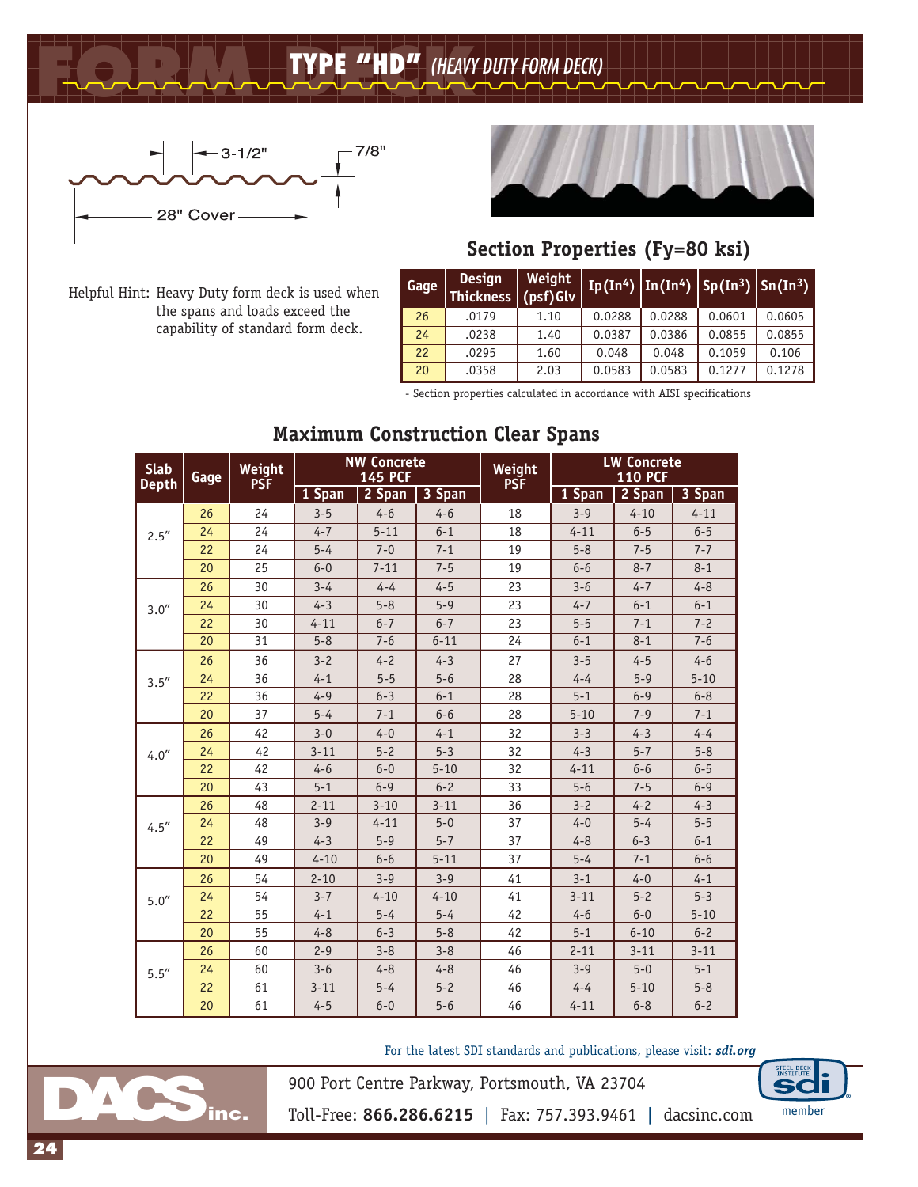# TYPE "HD" *(HEAVY DUTY FORM DECK)*

3-1/2"    7/8"

28" Cover

Helpful Hint: Heavy Duty form deck is used when the spans and loads exceed the capability of standard form deck.

## Section Properties (Fy=80 ksi)

| Gage | Design Thickness | Weight (psf) Glv | Ip(In$^4$) | In(In$^4$) | Sp(In$^3$) | Sn(In$^3$) |
|---|---|---|---|---|---|---|
| 26 | .0179 | 1.10 | 0.0288 | 0.0288 | 0.0601 | 0.0605 |
| 24 | .0238 | 1.40 | 0.0387 | 0.0386 | 0.0855 | 0.0855 |
| 22 | .0295 | 1.60 | 0.048 | 0.048 | 0.1059 | 0.106 |
| 20 | .0358 | 2.03 | 0.0583 | 0.0583 | 0.1277 | 0.1278 |

- Section properties calculated in accordance with AISI specifications

## Maximum Construction Clear Spans

| Slab Depth | Gage | Weight PSF | NW Concrete 145 PCF | | | Weight PSF | LW Concrete 110 PCF | | |
|---|---|---|---|---|---|---|---|---|---|
| | | | 1 Span | 2 Span | 3 Span | | 1 Span | 2 Span | 3 Span |
| 2.5" | 26 | 24 | 3-5 | 4-6 | 4-6 | 18 | 3-9 | 4-10 | 4-11 |
| | 24 | 24 | 4-7 | 5-11 | 6-1 | 18 | 4-11 | 6-5 | 6-5 |
| | 22 | 24 | 5-4 | 7-0 | 7-1 | 19 | 5-8 | 7-5 | 7-7 |
| | 20 | 25 | 6-0 | 7-11 | 7-5 | 19 | 6-6 | 8-7 | 8-1 |
| 3.0" | 26 | 30 | 3-4 | 4-4 | 4-5 | 23 | 3-6 | 4-7 | 4-8 |
| | 24 | 30 | 4-3 | 5-8 | 5-9 | 23 | 4-7 | 6-1 | 6-1 |
| | 22 | 30 | 4-11 | 6-7 | 6-7 | 23 | 5-5 | 7-1 | 7-2 |
| | 20 | 31 | 5-8 | 7-6 | 6-11 | 24 | 6-1 | 8-1 | 7-6 |
| 3.5" | 26 | 36 | 3-2 | 4-2 | 4-3 | 27 | 3-5 | 4-5 | 4-6 |
| | 24 | 36 | 4-1 | 5-5 | 5-6 | 28 | 4-4 | 5-9 | 5-10 |
| | 22 | 36 | 4-9 | 6-3 | 6-1 | 28 | 5-1 | 6-9 | 6-8 |
| | 20 | 37 | 5-4 | 7-1 | 6-6 | 28 | 5-10 | 7-9 | 7-1 |
| 4.0" | 26 | 42 | 3-0 | 4-0 | 4-1 | 32 | 3-3 | 4-3 | 4-4 |
| | 24 | 42 | 3-11 | 5-2 | 5-3 | 32 | 4-3 | 5-7 | 5-8 |
| | 22 | 42 | 4-6 | 6-0 | 5-10 | 32 | 4-11 | 6-6 | 6-5 |
| | 20 | 43 | 5-1 | 6-9 | 6-2 | 33 | 5-6 | 7-5 | 6-9 |
| 4.5" | 26 | 48 | 2-11 | 3-10 | 3-11 | 36 | 3-2 | 4-2 | 4-3 |
| | 24 | 48 | 3-9 | 4-11 | 5-0 | 37 | 4-0 | 5-4 | 5-5 |
| | 22 | 49 | 4-3 | 5-9 | 5-7 | 37 | 4-8 | 6-3 | 6-1 |
| | 20 | 49 | 4-10 | 6-6 | 5-11 | 37 | 5-4 | 7-1 | 6-6 |
| 5.0" | 26 | 54 | 2-10 | 3-9 | 3-9 | 41 | 3-1 | 4-0 | 4-1 |
| | 24 | 54 | 3-7 | 4-10 | 4-10 | 41 | 3-11 | 5-2 | 5-3 |
| | 22 | 55 | 4-1 | 5-4 | 5-4 | 42 | 4-6 | 6-0 | 5-10 |
| | 20 | 55 | 4-8 | 6-3 | 5-8 | 42 | 5-1 | 6-10 | 6-2 |
| 5.5" | 26 | 60 | 2-9 | 3-8 | 3-8 | 46 | 2-11 | 3-11 | 3-11 |
| | 24 | 60 | 3-6 | 4-8 | 4-8 | 46 | 3-9 | 5-0 | 5-1 |
| | 22 | 61 | 3-11 | 5-4 | 5-2 | 46 | 4-4 | 5-10 | 5-8 |
| | 20 | 61 | 4-5 | 6-0 | 5-6 | 46 | 4-11 | 6-8 | 6-2 |

For the latest SDI standards and publications, please visit: ***sdi.org***

DACS inc.

900 Port Centre Parkway, Portsmouth, VA 23704

Toll-Free: **866.286.6215** | Fax: 757.393.9461 | dacsinc.com

STEEL DECK INSTITUTE sdi member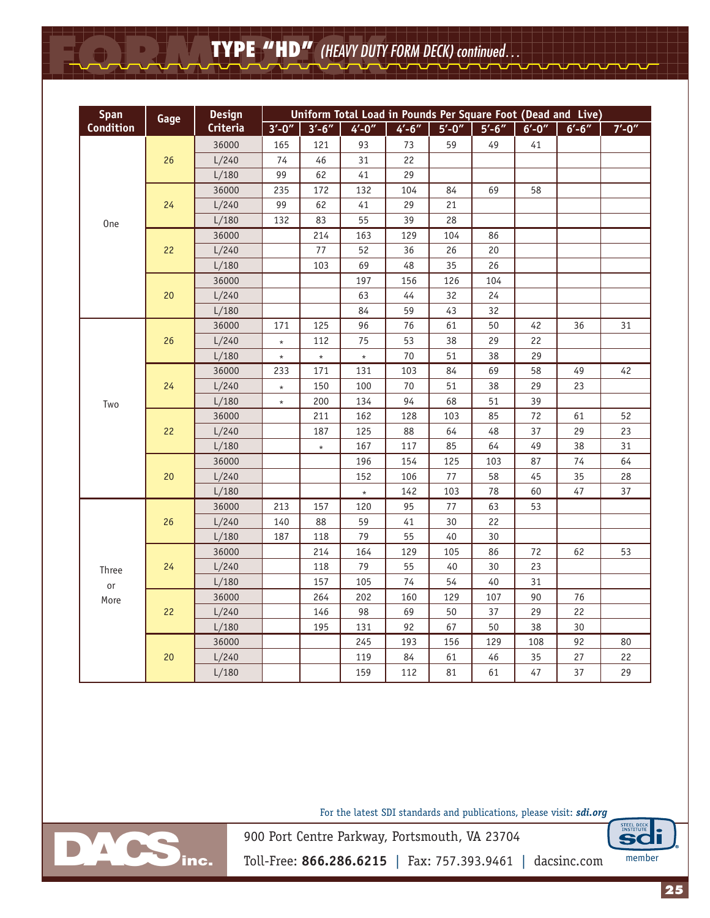# TYPE "HD" *(HEAVY DUTY FORM DECK) continued…*

| Span Condition | Gage | Design Criteria | Uniform Total Load in Pounds Per Square Foot (Dead and Live) | | | | | | | | |
|---|---|---|---|---|---|---|---|---|---|---|---|
| | | | 3'-0" | 3'-6" | 4'-0" | 4'-6" | 5'-0" | 5'-6" | 6'-0" | 6'-6" | 7'-0" |
| One | 26 | 36000 | 165 | 121 | 93 | 73 | 59 | 49 | 41 | | |
| | | L/240 | 74 | 46 | 31 | 22 | | | | | |
| | | L/180 | 99 | 62 | 41 | 29 | | | | | |
| | 24 | 36000 | 235 | 172 | 132 | 104 | 84 | 69 | 58 | | |
| | | L/240 | 99 | 62 | 41 | 29 | 21 | | | | |
| | | L/180 | 132 | 83 | 55 | 39 | 28 | | | | |
| | 22 | 36000 | | 214 | 163 | 129 | 104 | 86 | | | |
| | | L/240 | | 77 | 52 | 36 | 26 | 20 | | | |
| | | L/180 | | 103 | 69 | 48 | 35 | 26 | | | |
| | 20 | 36000 | | | 197 | 156 | 126 | 104 | | | |
| | | L/240 | | | 63 | 44 | 32 | 24 | | | |
| | | L/180 | | | 84 | 59 | 43 | 32 | | | |
| Two | 26 | 36000 | 171 | 125 | 96 | 76 | 61 | 50 | 42 | 36 | 31 |
| | | L/240 | * | 112 | 75 | 53 | 38 | 29 | 22 | | |
| | | L/180 | * | * | * | 70 | 51 | 38 | 29 | | |
| | 24 | 36000 | 233 | 171 | 131 | 103 | 84 | 69 | 58 | 49 | 42 |
| | | L/240 | * | 150 | 100 | 70 | 51 | 38 | 29 | 23 | |
| | | L/180 | * | 200 | 134 | 94 | 68 | 51 | 39 | | |
| | 22 | 36000 | | 211 | 162 | 128 | 103 | 85 | 72 | 61 | 52 |
| | | L/240 | | 187 | 125 | 88 | 64 | 48 | 37 | 29 | 23 |
| | | L/180 | | * | 167 | 117 | 85 | 64 | 49 | 38 | 31 |
| | 20 | 36000 | | | 196 | 154 | 125 | 103 | 87 | 74 | 64 |
| | | L/240 | | | 152 | 106 | 77 | 58 | 45 | 35 | 28 |
| | | L/180 | | | * | 142 | 103 | 78 | 60 | 47 | 37 |
| Three or More | 26 | 36000 | 213 | 157 | 120 | 95 | 77 | 63 | 53 | | |
| | | L/240 | 140 | 88 | 59 | 41 | 30 | 22 | | | |
| | | L/180 | 187 | 118 | 79 | 55 | 40 | 30 | | | |
| | 24 | 36000 | | 214 | 164 | 129 | 105 | 86 | 72 | 62 | 53 |
| | | L/240 | | 118 | 79 | 55 | 40 | 30 | 23 | | |
| | | L/180 | | 157 | 105 | 74 | 54 | 40 | 31 | | |
| | 22 | 36000 | | 264 | 202 | 160 | 129 | 107 | 90 | 76 | |
| | | L/240 | | 146 | 98 | 69 | 50 | 37 | 29 | 22 | |
| | | L/180 | | 195 | 131 | 92 | 67 | 50 | 38 | 30 | |
| | 20 | 36000 | | | 245 | 193 | 156 | 129 | 108 | 92 | 80 |
| | | L/240 | | | 119 | 84 | 61 | 46 | 35 | 27 | 22 |
| | | L/180 | | | 159 | 112 | 81 | 61 | 47 | 37 | 29 |

For the latest SDI standards and publications, please visit: ***sdi.org***

DACS inc.

900 Port Centre Parkway, Portsmouth, VA 23704

Toll-Free: **866.286.6215** | Fax: 757.393.9461 | dacsinc.com

Steel Deck Institute sdi member